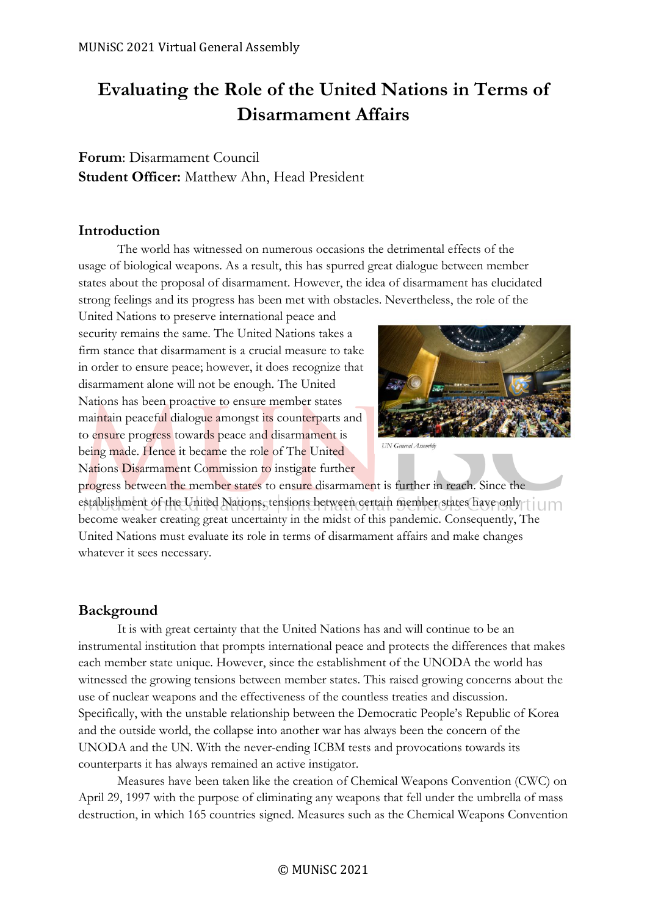# Evaluating the Role of the United Nations in Terms of Disarmament Affairs

**Forum**: Disarmament Council
**Student Officer:** Matthew Ahn, Head President

## Introduction

The world has witnessed on numerous occasions the detrimental effects of the usage of biological weapons. As a result, this has spurred great dialogue between member states about the proposal of disarmament. However, the idea of disarmament has elucidated strong feelings and its progress has been met with obstacles. Nevertheless, the role of the United Nations to preserve international peace and security remains the same. The United Nations takes a firm stance that disarmament is a crucial measure to take in order to ensure peace; however, it does recognize that disarmament alone will not be enough. The United Nations has been proactive to ensure member states maintain peaceful dialogue amongst its counterparts and to ensure progress towards peace and disarmament is being made. Hence it became the role of The United Nations Disarmament Commission to instigate further progress between the member states to ensure disarmament is further in reach. Since the establishment of the United Nations, tensions between certain member states have only become weaker creating great uncertainty in the midst of this pandemic. Consequently, The United Nations must evaluate its role in terms of disarmament affairs and make changes whatever it sees necessary.

*UN General Assembly*

## Background

It is with great certainty that the United Nations has and will continue to be an instrumental institution that prompts international peace and protects the differences that makes each member state unique. However, since the establishment of the UNODA the world has witnessed the growing tensions between member states. This raised growing concerns about the use of nuclear weapons and the effectiveness of the countless treaties and discussion. Specifically, with the unstable relationship between the Democratic People's Republic of Korea and the outside world, the collapse into another war has always been the concern of the UNODA and the UN. With the never-ending ICBM tests and provocations towards its counterparts it has always remained an active instigator.

Measures have been taken like the creation of Chemical Weapons Convention (CWC) on April 29, 1997 with the purpose of eliminating any weapons that fell under the umbrella of mass destruction, in which 165 countries signed. Measures such as the Chemical Weapons Convention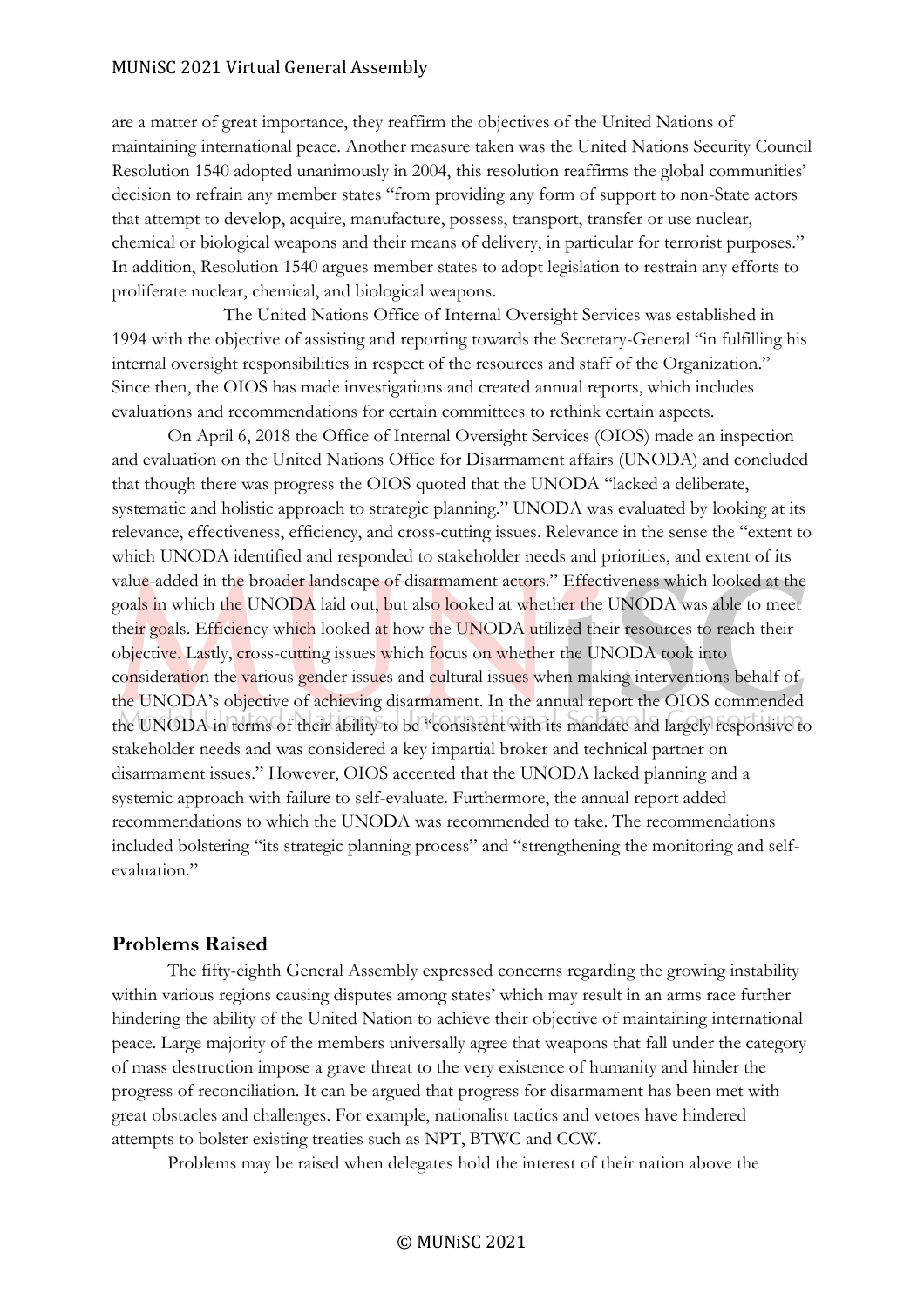are a matter of great importance, they reaffirm the objectives of the United Nations of maintaining international peace. Another measure taken was the United Nations Security Council Resolution 1540 adopted unanimously in 2004, this resolution reaffirms the global communities' decision to refrain any member states "from providing any form of support to non-State actors that attempt to develop, acquire, manufacture, possess, transport, transfer or use nuclear, chemical or biological weapons and their means of delivery, in particular for terrorist purposes." In addition, Resolution 1540 argues member states to adopt legislation to restrain any efforts to proliferate nuclear, chemical, and biological weapons.

The United Nations Office of Internal Oversight Services was established in 1994 with the objective of assisting and reporting towards the Secretary-General "in fulfilling his internal oversight responsibilities in respect of the resources and staff of the Organization." Since then, the OIOS has made investigations and created annual reports, which includes evaluations and recommendations for certain committees to rethink certain aspects.

On April 6, 2018 the Office of Internal Oversight Services (OIOS) made an inspection and evaluation on the United Nations Office for Disarmament affairs (UNODA) and concluded that though there was progress the OIOS quoted that the UNODA "lacked a deliberate, systematic and holistic approach to strategic planning." UNODA was evaluated by looking at its relevance, effectiveness, efficiency, and cross-cutting issues. Relevance in the sense the "extent to which UNODA identified and responded to stakeholder needs and priorities, and extent of its value-added in the broader landscape of disarmament actors." Effectiveness which looked at the goals in which the UNODA laid out, but also looked at whether the UNODA was able to meet their goals. Efficiency which looked at how the UNODA utilized their resources to reach their objective. Lastly, cross-cutting issues which focus on whether the UNODA took into consideration the various gender issues and cultural issues when making interventions behalf of the UNODA's objective of achieving disarmament. In the annual report the OIOS commended the UNODA in terms of their ability to be "consistent with its mandate and largely responsive to stakeholder needs and was considered a key impartial broker and technical partner on disarmament issues." However, OIOS accented that the UNODA lacked planning and a systemic approach with failure to self-evaluate. Furthermore, the annual report added recommendations to which the UNODA was recommended to take. The recommendations included bolstering "its strategic planning process" and "strengthening the monitoring and self-evaluation."

## Problems Raised

The fifty-eighth General Assembly expressed concerns regarding the growing instability within various regions causing disputes among states' which may result in an arms race further hindering the ability of the United Nation to achieve their objective of maintaining international peace. Large majority of the members universally agree that weapons that fall under the category of mass destruction impose a grave threat to the very existence of humanity and hinder the progress of reconciliation. It can be argued that progress for disarmament has been met with great obstacles and challenges. For example, nationalist tactics and vetoes have hindered attempts to bolster existing treaties such as NPT, BTWC and CCW.

Problems may be raised when delegates hold the interest of their nation above the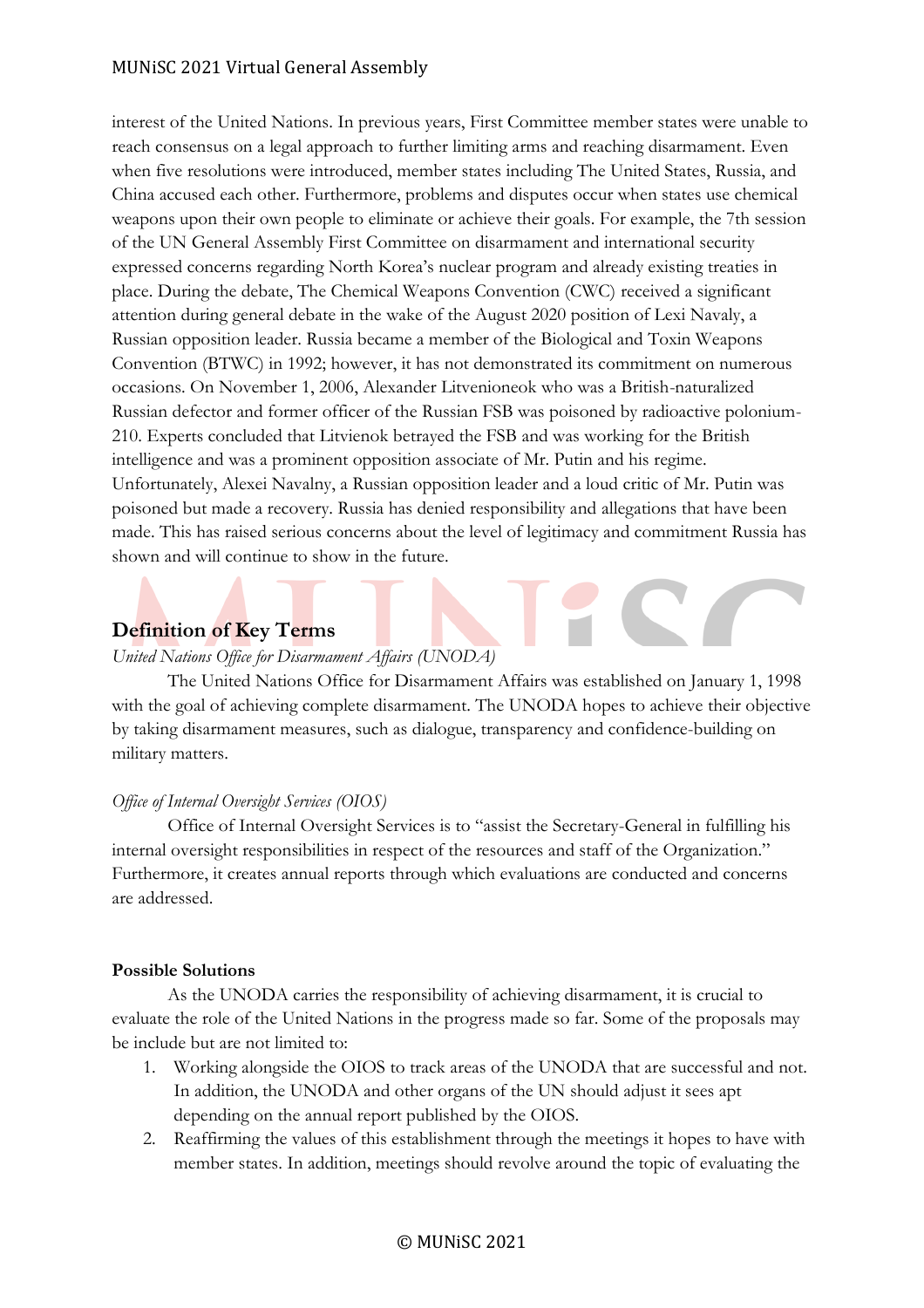interest of the United Nations. In previous years, First Committee member states were unable to reach consensus on a legal approach to further limiting arms and reaching disarmament. Even when five resolutions were introduced, member states including The United States, Russia, and China accused each other. Furthermore, problems and disputes occur when states use chemical weapons upon their own people to eliminate or achieve their goals. For example, the 7th session of the UN General Assembly First Committee on disarmament and international security expressed concerns regarding North Korea's nuclear program and already existing treaties in place. During the debate, The Chemical Weapons Convention (CWC) received a significant attention during general debate in the wake of the August 2020 position of Lexi Navaly, a Russian opposition leader. Russia became a member of the Biological and Toxin Weapons Convention (BTWC) in 1992; however, it has not demonstrated its commitment on numerous occasions. On November 1, 2006, Alexander Litvenioneok who was a British-naturalized Russian defector and former officer of the Russian FSB was poisoned by radioactive polonium-210. Experts concluded that Litvienok betrayed the FSB and was working for the British intelligence and was a prominent opposition associate of Mr. Putin and his regime. Unfortunately, Alexei Navalny, a Russian opposition leader and a loud critic of Mr. Putin was poisoned but made a recovery. Russia has denied responsibility and allegations that have been made. This has raised serious concerns about the level of legitimacy and commitment Russia has shown and will continue to show in the future.

## Definition of Key Terms

*United Nations Office for Disarmament Affairs (UNODA)*

The United Nations Office for Disarmament Affairs was established on January 1, 1998 with the goal of achieving complete disarmament. The UNODA hopes to achieve their objective by taking disarmament measures, such as dialogue, transparency and confidence-building on military matters.

*Office of Internal Oversight Services (OIOS)*

Office of Internal Oversight Services is to "assist the Secretary-General in fulfilling his internal oversight responsibilities in respect of the resources and staff of the Organization." Furthermore, it creates annual reports through which evaluations are conducted and concerns are addressed.

**Possible Solutions**

As the UNODA carries the responsibility of achieving disarmament, it is crucial to evaluate the role of the United Nations in the progress made so far. Some of the proposals may be include but are not limited to:

1. Working alongside the OIOS to track areas of the UNODA that are successful and not. In addition, the UNODA and other organs of the UN should adjust it sees apt depending on the annual report published by the OIOS.
2. Reaffirming the values of this establishment through the meetings it hopes to have with member states. In addition, meetings should revolve around the topic of evaluating the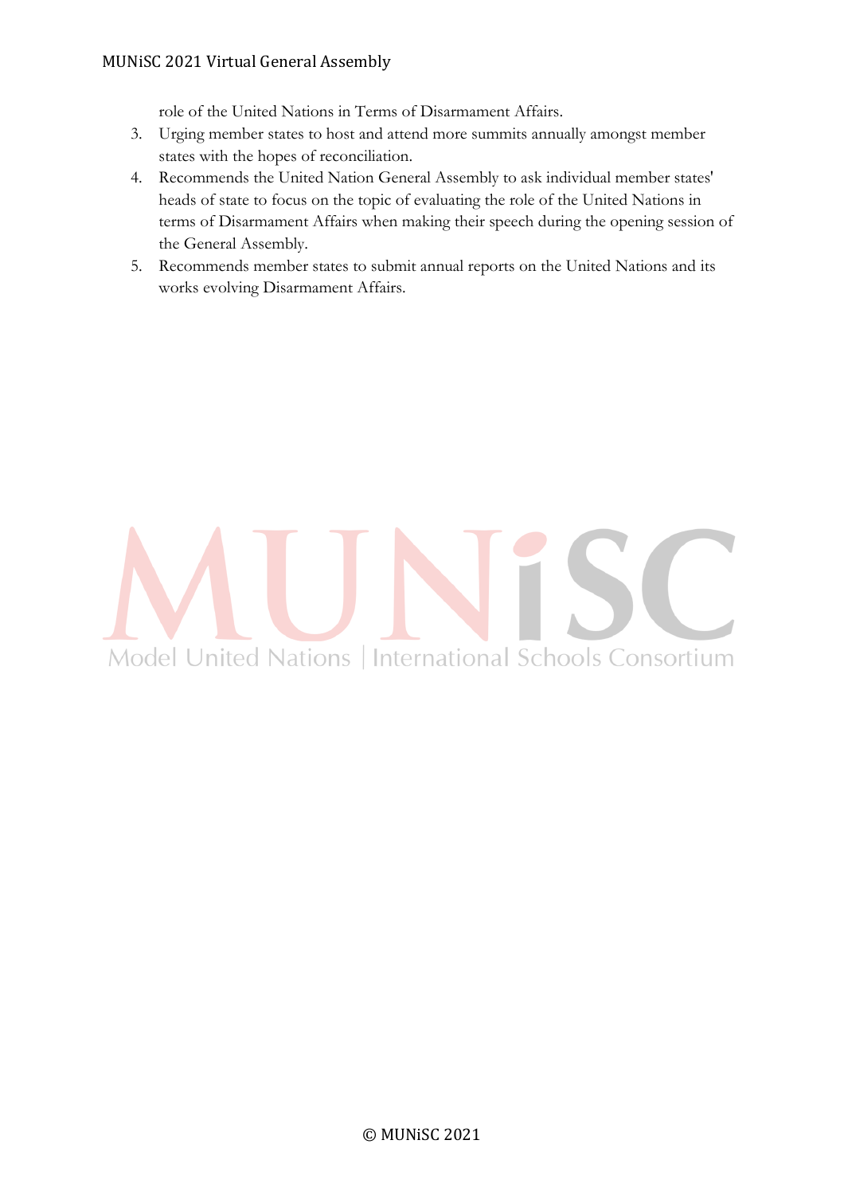role of the United Nations in Terms of Disarmament Affairs.

3. Urging member states to host and attend more summits annually amongst member states with the hopes of reconciliation.
4. Recommends the United Nation General Assembly to ask individual member states' heads of state to focus on the topic of evaluating the role of the United Nations in terms of Disarmament Affairs when making their speech during the opening session of the General Assembly.
5. Recommends member states to submit annual reports on the United Nations and its works evolving Disarmament Affairs.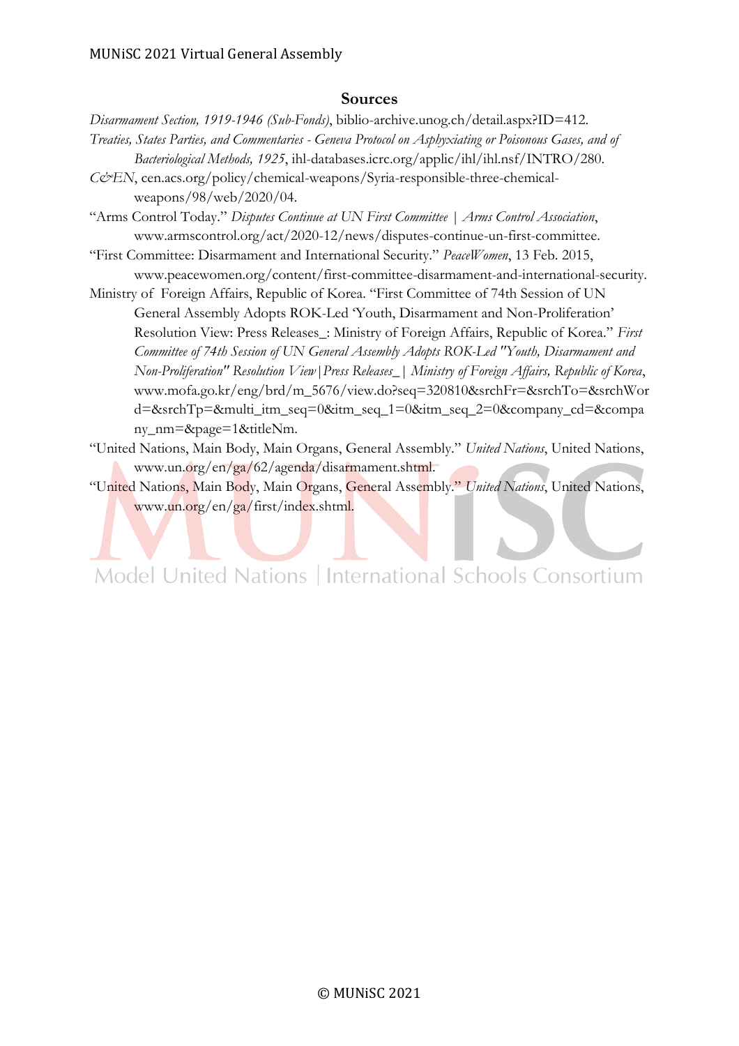## Sources

*Disarmament Section, 1919-1946 (Sub-Fonds)*, biblio-archive.unog.ch/detail.aspx?ID=412.

*Treaties, States Parties, and Commentaries - Geneva Protocol on Asphyxiating or Poisonous Gases, and of Bacteriological Methods, 1925*, ihl-databases.icrc.org/applic/ihl/ihl.nsf/INTRO/280.

*C&EN*, cen.acs.org/policy/chemical-weapons/Syria-responsible-three-chemical-weapons/98/web/2020/04.

"Arms Control Today." *Disputes Continue at UN First Committee | Arms Control Association*, www.armscontrol.org/act/2020-12/news/disputes-continue-un-first-committee.

"First Committee: Disarmament and International Security." *PeaceWomen*, 13 Feb. 2015, www.peacewomen.org/content/first-committee-disarmament-and-international-security.

Ministry of  Foreign Affairs, Republic of Korea. "First Committee of 74th Session of UN General Assembly Adopts ROK-Led 'Youth, Disarmament and Non-Proliferation' Resolution View: Press Releases_: Ministry of Foreign Affairs, Republic of Korea." *First Committee of 74th Session of UN General Assembly Adopts ROK-Led "Youth, Disarmament and Non-Proliferation" Resolution View|Press Releases_| Ministry of Foreign Affairs, Republic of Korea*, www.mofa.go.kr/eng/brd/m_5676/view.do?seq=320810&srchFr=&srchTo=&srchWord=&srchTp=&multi_itm_seq=0&itm_seq_1=0&itm_seq_2=0&company_cd=&company_nm=&page=1&titleNm.

"United Nations, Main Body, Main Organs, General Assembly." *United Nations*, United Nations, www.un.org/en/ga/62/agenda/disarmament.shtml.

"United Nations, Main Body, Main Organs, General Assembly." *United Nations*, United Nations, www.un.org/en/ga/first/index.shtml.